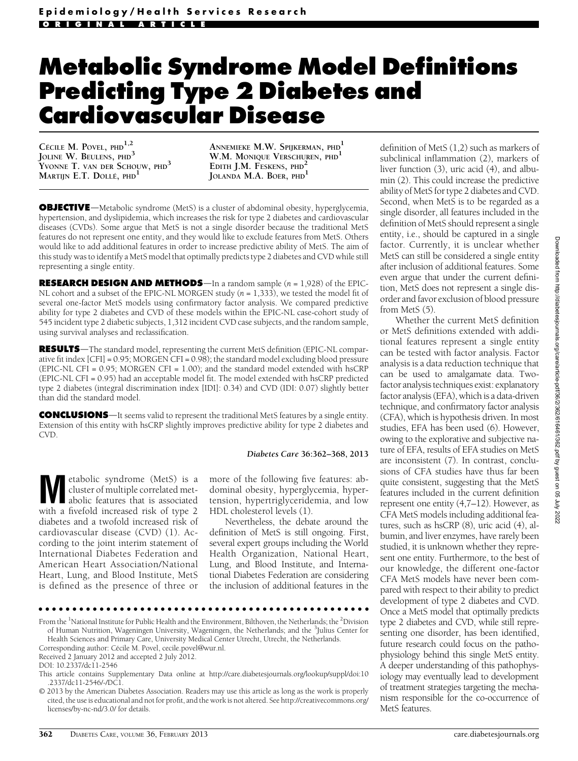Epidemiology/Health Services Research

ORIGINAL ARTICLE

# Metabolic Syndrome Model Definitions Predicting Type 2 Diabetes and Cardiovascular Disease

Cécile M. Povel, PhD[1,2]
Joline W. Beulens, PhD[3]
Yvonne T. van der Schouw, PhD[3]
Martijn E.T. Dollé, PhD[1]
Annemieke M.W. Spijkerman, PhD[1]
W.M. Monique Verschuren, PhD[1]
Edith J.M. Feskens, PhD[2]
Jolanda M.A. Boer, PhD[1]

**OBJECTIVE**—Metabolic syndrome (MetS) is a cluster of abdominal obesity, hyperglycemia, hypertension, and dyslipidemia, which increases the risk for type 2 diabetes and cardiovascular diseases (CVDs). Some argue that MetS is not a single disorder because the traditional MetS features do not represent one entity, and they would like to exclude features from MetS. Others would like to add additional features in order to increase predictive ability of MetS. The aim of this study was to identify a MetS model that optimally predicts type 2 diabetes and CVD while still representing a single entity.

**RESEARCH DESIGN AND METHODS**—In a random sample ($n$ = 1,928) of the EPIC-NL cohort and a subset of the EPIC-NL MORGEN study ($n$ = 1,333), we tested the model fit of several one-factor MetS models using confirmatory factor analysis. We compared predictive ability for type 2 diabetes and CVD of these models within the EPIC-NL case-cohort study of 545 incident type 2 diabetic subjects, 1,312 incident CVD case subjects, and the random sample, using survival analyses and reclassification.

**RESULTS**—The standard model, representing the current MetS definition (EPIC-NL comparative fit index [CFI] = 0.95; MORGEN CFI = 0.98); the standard model excluding blood pressure (EPIC-NL CFI = 0.95; MORGEN CFI = 1.00); and the standard model extended with hsCRP (EPIC-NL CFI = 0.95) had an acceptable model fit. The model extended with hsCRP predicted type 2 diabetes (integral discrimination index [IDI]: 0.34) and CVD (IDI: 0.07) slightly better than did the standard model.

**CONCLUSIONS**—It seems valid to represent the traditional MetS features by a single entity. Extension of this entity with hsCRP slightly improves predictive ability for type 2 diabetes and CVD.

*Diabetes Care* 36:362–368, 2013

Metabolic syndrome (MetS) is a cluster of multiple correlated metabolic features that is associated with a fivefold increased risk of type 2 diabetes and a twofold increased risk of cardiovascular disease (CVD) (1). According to the joint interim statement of International Diabetes Federation and American Heart Association/National Heart, Lung, and Blood Institute, MetS is defined as the presence of three or more of the following five features: abdominal obesity, hyperglycemia, hypertension, hypertriglyceridemia, and low HDL cholesterol levels (1).

Nevertheless, the debate around the definition of MetS is still ongoing. First, several expert groups including the World Health Organization, National Heart, Lung, and Blood Institute, and International Diabetes Federation are considering the inclusion of additional features in the definition of MetS (1,2) such as markers of subclinical inflammation (2), markers of liver function (3), uric acid (4), and albumin (2). This could increase the predictive ability of MetS for type 2 diabetes and CVD. Second, when MetS is to be regarded as a single disorder, all features included in the definition of MetS should represent a single entity, i.e., should be captured in a single factor. Currently, it is unclear whether MetS can still be considered a single entity after inclusion of additional features. Some even argue that under the current definition, MetS does not represent a single disorder and favor exclusion of blood pressure from MetS (5).

Whether the current MetS definition or MetS definitions extended with additional features represent a single entity can be tested with factor analysis. Factor analysis is a data reduction technique that can be used to amalgamate data. Two-factor analysis techniques exist: explanatory factor analysis (EFA), which is a data-driven technique, and confirmatory factor analysis (CFA), which is hypothesis driven. In most studies, EFA has been used (6). However, owing to the explorative and subjective nature of EFA, results of EFA studies on MetS are inconsistent (7). In contrast, conclusions of CFA studies have thus far been quite consistent, suggesting that the MetS features included in the current definition represent one entity (4,7–12). However, as CFA MetS models including additional features, such as hsCRP (8), uric acid (4), albumin, and liver enzymes, have rarely been studied, it is unknown whether they represent one entity. Furthermore, to the best of our knowledge, the different one-factor CFA MetS models have never been compared with respect to their ability to predict development of type 2 diabetes and CVD. Once a MetS model that optimally predicts type 2 diabetes and CVD, while still representing one disorder, has been identified, future research could focus on the pathophysiology behind this single MetS entity. A deeper understanding of this pathophysiology may eventually lead to development of treatment strategies targeting the mechanism responsible for the co-occurrence of MetS features.

From the [1]National Institute for Public Health and the Environment, Bilthoven, the Netherlands; the [2]Division of Human Nutrition, Wageningen University, Wageningen, the Netherlands; and the [3]Julius Center for Health Sciences and Primary Care, University Medical Center Utrecht, Utrecht, the Netherlands.

Corresponding author: Cécile M. Povel, cecile.povel@wur.nl.

Received 2 January 2012 and accepted 2 July 2012.

DOI: 10.2337/dc11-2546

This article contains Supplementary Data online at http://care.diabetesjournals.org/lookup/suppl/doi:10.2337/dc11-2546/-/DC1.

© 2013 by the American Diabetes Association. Readers may use this article as long as the work is properly cited, the use is educational and not for profit, and the work is not altered. See http://creativecommons.org/licenses/by-nc-nd/3.0/ for details.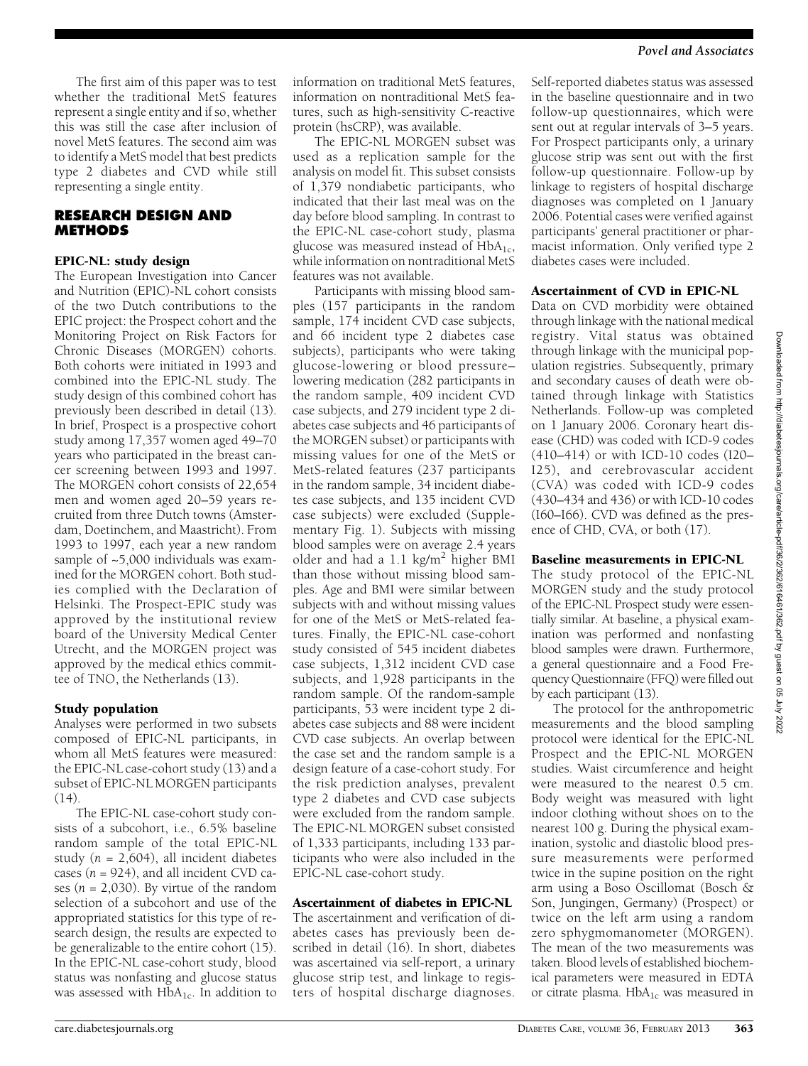The first aim of this paper was to test whether the traditional MetS features represent a single entity and if so, whether this was still the case after inclusion of novel MetS features. The second aim was to identify a MetS model that best predicts type 2 diabetes and CVD while still representing a single entity.

## RESEARCH DESIGN AND METHODS

### EPIC-NL: study design

The European Investigation into Cancer and Nutrition (EPIC)-NL cohort consists of the two Dutch contributions to the EPIC project: the Prospect cohort and the Monitoring Project on Risk Factors for Chronic Diseases (MORGEN) cohorts. Both cohorts were initiated in 1993 and combined into the EPIC-NL study. The study design of this combined cohort has previously been described in detail (13). In brief, Prospect is a prospective cohort study among 17,357 women aged 49–70 years who participated in the breast cancer screening between 1993 and 1997. The MORGEN cohort consists of 22,654 men and women aged 20–59 years recruited from three Dutch towns (Amsterdam, Doetinchem, and Maastricht). From 1993 to 1997, each year a new random sample of ~5,000 individuals was examined for the MORGEN cohort. Both studies complied with the Declaration of Helsinki. The Prospect-EPIC study was approved by the institutional review board of the University Medical Center Utrecht, and the MORGEN project was approved by the medical ethics committee of TNO, the Netherlands (13).

### Study population

Analyses were performed in two subsets composed of EPIC-NL participants, in whom all MetS features were measured: the EPIC-NL case-cohort study (13) and a subset of EPIC-NL MORGEN participants (14).

The EPIC-NL case-cohort study consists of a subcohort, i.e., 6.5% baseline random sample of the total EPIC-NL study ($n$ = 2,604), all incident diabetes cases ($n$ = 924), and all incident CVD cases ($n$ = 2,030). By virtue of the random selection of a subcohort and use of the appropriate statistics for this type of research design, the results are expected to be generalizable to the entire cohort (15). In the EPIC-NL case-cohort study, blood status was nonfasting and glucose status was assessed with $HbA_{1c}$. In addition to information on traditional MetS features, information on nontraditional MetS features, such as high-sensitivity C-reactive protein (hsCRP), was available.

The EPIC-NL MORGEN subset was used as a replication sample for the analysis on model fit. This subset consists of 1,379 nondiabetic participants, who indicated that their last meal was on the day before blood sampling. In contrast to the EPIC-NL case-cohort study, plasma glucose was measured instead of $HbA_{1c}$, while information on nontraditional MetS features was not available.

Participants with missing blood samples (157 participants in the random sample, 174 incident CVD case subjects, and 66 incident type 2 diabetes case subjects), participants who were taking glucose-lowering or blood pressure–lowering medication (282 participants in the random sample, 409 incident CVD case subjects and 279 incident type 2 diabetes case subjects and 46 participants of the MORGEN subset) or participants with missing values for one of the MetS or MetS-related features (237 participants in the random sample, 34 incident diabetes case subjects, and 135 incident CVD case subjects) were excluded (Supplementary Fig. 1). Subjects with missing blood samples were on average 2.4 years older and had a 1.1 kg/m$^2$ higher BMI than those without missing blood samples. Age and BMI were similar between subjects with and without missing values for one of the MetS or MetS-related features. Finally, the EPIC-NL case-cohort study consisted of 545 incident diabetes case subjects, 1,312 incident CVD case subjects, and 1,928 participants in the random sample. Of the random-sample participants, 53 were incident type 2 diabetes case subjects and 88 were incident CVD case subjects. An overlap between the case set and the random sample is a design feature of a case-cohort study. For the risk prediction analyses, prevalent type 2 diabetes and CVD case subjects were excluded from the random sample. The EPIC-NL MORGEN subset consisted of 1,333 participants, including 133 participants who were also included in the EPIC-NL case-cohort study.

### Ascertainment of diabetes in EPIC-NL

The ascertainment and verification of diabetes cases has previously been described in detail (16). In short, diabetes was ascertained via self-report, a urinary glucose strip test, and linkage to registers of hospital discharge diagnoses. Self-reported diabetes status was assessed in the baseline questionnaire and in two follow-up questionnaires, which were sent out at regular intervals of 3–5 years. For Prospect participants only, a urinary glucose strip was sent out with the first follow-up questionnaire. Follow-up by linkage to registers of hospital discharge diagnoses was completed on 1 January 2006. Potential cases were verified against participants' general practitioner or pharmacist information. Only verified type 2 diabetes cases were included.

### Ascertainment of CVD in EPIC-NL

Data on CVD morbidity were obtained through linkage with the national medical registry. Vital status was obtained through linkage with the municipal population registries. Subsequently, primary and secondary causes of death were obtained through linkage with Statistics Netherlands. Follow-up was completed on 1 January 2006. Coronary heart disease (CHD) was coded with ICD-9 codes (410–414) or with ICD-10 codes (I20–I25), and cerebrovascular accident (CVA) was coded with ICD-9 codes (430–434 and 436) or with ICD-10 codes (I60–I66). CVD was defined as the presence of CHD, CVA, or both (17).

### Baseline measurements in EPIC-NL

The study protocol of the EPIC-NL MORGEN study and the study protocol of the EPIC-NL Prospect study were essentially similar. At baseline, a physical examination was performed and nonfasting blood samples were drawn. Furthermore, a general questionnaire and a Food Frequency Questionnaire (FFQ) were filled out by each participant (13).

The protocol for the anthropometric measurements and the blood sampling protocol were identical for the EPIC-NL Prospect and the EPIC-NL MORGEN studies. Waist circumference and height were measured to the nearest 0.5 cm. Body weight was measured with light indoor clothing without shoes on to the nearest 100 g. During the physical examination, systolic and diastolic blood pressure measurements were performed twice in the supine position on the right arm using a Boso Oscillomat (Bosch & Son, Jungingen, Germany) (Prospect) or twice on the left arm using a random zero sphygmomanometer (MORGEN). The mean of the two measurements was taken. Blood levels of established biochemical parameters were measured in EDTA or citrate plasma. $HbA_{1c}$ was measured in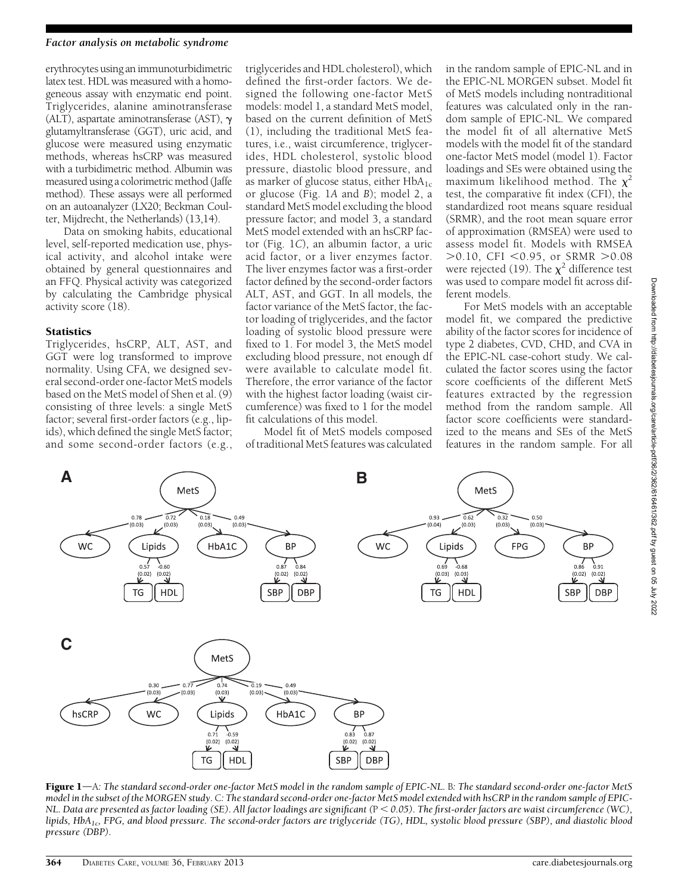erythrocytes using an immunoturbidimetric latex test. HDL was measured with a homogeneous assay with enzymatic end point. Triglycerides, alanine aminotransferase (ALT), aspartate aminotransferase (AST), $\gamma$ glutamyltransferase (GGT), uric acid, and glucose were measured using enzymatic methods, whereas hsCRP was measured with a turbidimetric method. Albumin was measured using a colorimetric method (Jaffe method). These assays were all performed on an autoanalyzer (LX20; Beckman Coulter, Mijdrecht, the Netherlands) (13,14).

Data on smoking habits, educational level, self-reported medication use, physical activity, and alcohol intake were obtained by general questionnaires and an FFQ. Physical activity was categorized by calculating the Cambridge physical activity score (18).

### Statistics

Triglycerides, hsCRP, ALT, AST, and GGT were log transformed to improve normality. Using CFA, we designed several second-order one-factor MetS models based on the MetS model of Shen et al. (9) consisting of three levels: a single MetS factor; several first-order factors (e.g., lipids), which defined the single MetS factor; and some second-order factors (e.g., triglycerides and HDL cholesterol), which defined the first-order factors. We designed the following one-factor MetS models: model 1, a standard MetS model, based on the current definition of MetS (1), including the traditional MetS features, i.e., waist circumference, triglycerides, HDL cholesterol, systolic blood pressure, diastolic blood pressure, and as marker of glucose status, either $HbA_{1c}$ or glucose (Fig. 1*A* and *B*); model 2, a standard MetS model excluding the blood pressure factor; and model 3, a standard MetS model extended with an hsCRP factor (Fig. 1*C*), an albumin factor, a uric acid factor, or a liver enzymes factor. The liver enzymes factor was a first-order factor defined by the second-order factors ALT, AST, and GGT. In all models, the factor variance of the MetS factor, the factor loading of triglycerides, and the factor loading of systolic blood pressure were fixed to 1. For model 3, the MetS model excluding blood pressure, not enough df were available to calculate model fit. Therefore, the error variance of the factor with the highest factor loading (waist circumference) was fixed to 1 for the model fit calculations of this model.

Model fit of MetS models composed of traditional MetS features was calculated in the random sample of EPIC-NL and in the EPIC-NL MORGEN subset. Model fit of MetS models including nontraditional features was calculated only in the random sample of EPIC-NL. We compared the model fit of all alternative MetS models with the model fit of the standard one-factor MetS model (model 1). Factor loadings and SEs were obtained using the maximum likelihood method. The $\chi^2$ test, the comparative fit index (CFI), the standardized root means square residual (SRMR), and the root mean square error of approximation (RMSEA) were used to assess model fit. Models with RMSEA $>0.10$, CFI $<0.95$, or SRMR $>0.08$ were rejected (19). The $\chi^2$ difference test was used to compare model fit across different models.

For MetS models with an acceptable model fit, we compared the predictive ability of the factor scores for incidence of type 2 diabetes, CVD, CHD, and CVA in the EPIC-NL case-cohort study. We calculated the factor scores using the factor score coefficients of the different MetS features extracted by the regression method from the random sample. All factor score coefficients were standardized to the means and SEs of the MetS features in the random sample. For all

**Figure 1**—*A*: *The standard second-order one-factor MetS model in the random sample of EPIC-NL.* *B*: *The standard second-order one-factor MetS model in the subset of the MORGEN study.* *C*: *The standard second-order one-factor MetS model extended with hsCRP in the random sample of EPIC-NL. Data are presented as factor loading (SE). All factor loadings are significant (P < 0.05). The first-order factors are waist circumference (WC), lipids, $HbA_{1c}$, FPG, and blood pressure. The second-order factors are triglyceride (TG), HDL, systolic blood pressure (SBP), and diastolic blood pressure (DBP).*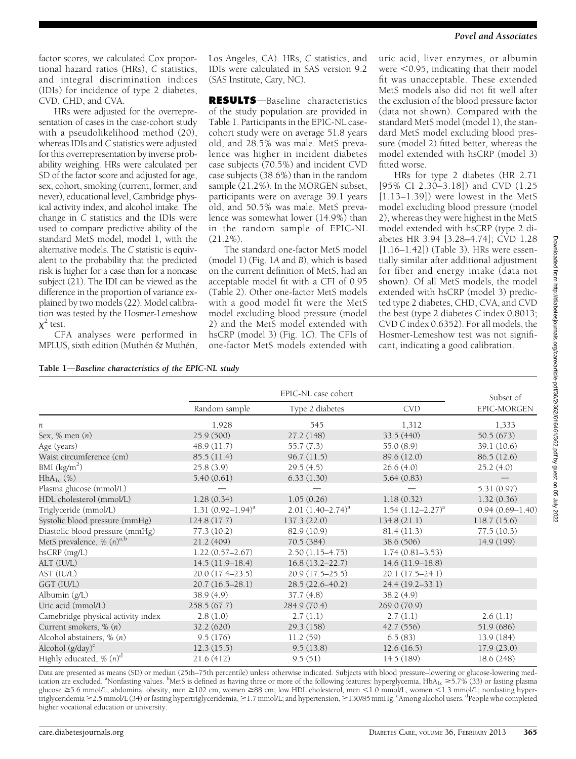factor scores, we calculated Cox proportional hazard ratios (HRs), *C* statistics, and integral discrimination indices (IDIs) for incidence of type 2 diabetes, CVD, CHD, and CVA.

HRs were adjusted for the overrepresentation of cases in the case-cohort study with a pseudolikelihood method (20), whereas IDIs and *C* statistics were adjusted for this overrepresentation by inverse probability weighing. HRs were calculated per SD of the factor score and adjusted for age, sex, cohort, smoking (current, former, and never), educational level, Cambridge physical activity index, and alcohol intake. The change in *C* statistics and the IDIs were used to compare predictive ability of the standard MetS model, model 1, with the alternative models. The *C* statistic is equivalent to the probability that the predicted risk is higher for a case than for a noncase subject (21). The IDI can be viewed as the difference in the proportion of variance explained by two models (22). Model calibration was tested by the Hosmer-Lemeshow $\chi^2$ test.

CFA analyses were performed in MPLUS, sixth edition (Muthén & Muthén, Los Angeles, CA). HRs, *C* statistics, and IDIs were calculated in SAS version 9.2 (SAS Institute, Cary, NC).

## RESULTS

Baseline characteristics of the study population are provided in Table 1. Participants in the EPIC-NL case-cohort study were on average 51.8 years old, and 28.5% was male. MetS prevalence was higher in incident diabetes case subjects (70.5%) and incident CVD case subjects (38.6%) than in the random sample (21.2%). In the MORGEN subset, participants were on average 39.1 years old, and 50.5% was male. MetS prevalence was somewhat lower (14.9%) than in the random sample of EPIC-NL (21.2%).

The standard one-factor MetS model (model 1) (Fig. 1*A* and *B*), which is based on the current definition of MetS, had an acceptable model fit with a CFI of 0.95 (Table 2). Other one-factor MetS models with a good model fit were the MetS model excluding blood pressure (model 2) and the MetS model extended with hsCRP (model 3) (Fig. 1*C*). The CFIs of one-factor MetS models extended with uric acid, liver enzymes, or albumin were <0.95, indicating that their model fit was unacceptable. These extended MetS models also did not fit well after the exclusion of the blood pressure factor (data not shown). Compared with the standard MetS model (model 1), the standard MetS model excluding blood pressure (model 2) fitted better, whereas the model extended with hsCRP (model 3) fitted worse.

HRs for type 2 diabetes (HR 2.71 [95% CI 2.30–3.18]) and CVD (1.25 [1.13–1.39]) were lowest in the MetS model excluding blood pressure (model 2), whereas they were highest in the MetS model extended with hsCRP (type 2 diabetes HR 3.94 [3.28–4.74]; CVD 1.28 [1.16–1.42]) (Table 3). HRs were essentially similar after additional adjustment for fiber and energy intake (data not shown). Of all MetS models, the model extended with hsCRP (model 3) predicted type 2 diabetes, CHD, CVA, and CVD the best (type 2 diabetes *C* index 0.8013; CVD *C* index 0.6352). For all models, the Hosmer-Lemeshow test was not significant, indicating a good calibration.

**Table 1—*Baseline characteristics of the EPIC-NL study***

| | EPIC-NL case cohort | | | Subset of EPIC-MORGEN |
|---|---|---|---|---|
| | Random sample | Type 2 diabetes | CVD | |
| *n* | 1,928 | 545 | 1,312 | 1,333 |
| Sex, % men (*n*) | 25.9 (500) | 27.2 (148) | 33.5 (440) | 50.5 (673) |
| Age (years) | 48.9 (11.7) | 55.7 (7.3) | 55.0 (8.9) | 39.1 (10.6) |
| Waist circumference (cm) | 85.5 (11.4) | 96.7 (11.5) | 89.6 (12.0) | 86.5 (12.6) |
| BMI (kg/m$^2$) | 25.8 (3.9) | 29.5 (4.5) | 26.6 (4.0) | 25.2 (4.0) |
| $HbA_{1c}$ (%) | 5.40 (0.61) | 6.33 (1.30) | 5.64 (0.83) | — |
| Plasma glucose (mmol/L) | — | — | — | 5.31 (0.97) |
| HDL cholesterol (mmol/L) | 1.28 (0.34) | 1.05 (0.26) | 1.18 (0.32) | 1.32 (0.36) |
| Triglyceride (mmol/L) | 1.31 (0.92–1.94)[a] | 2.01 (1.40–2.74)[a] | 1.54 (1.12–2.27)[a] | 0.94 (0.69–1.40) |
| Systolic blood pressure (mmHg) | 124.8 (17.7) | 137.3 (22.0) | 134.8 (21.1) | 118.7 (15.6) |
| Diastolic blood pressure (mmHg) | 77.3 (10.2) | 82.9 (10.9) | 81.4 (11.3) | 77.5 (10.3) |
| MetS prevalence, % (*n*)[a,b] | 21.2 (409) | 70.5 (384) | 38.6 (506) | 14.9 (199) |
| hsCRP (mg/L) | 1.22 (0.57–2.67) | 2.50 (1.15–4.75) | 1.74 (0.81–3.53) | |
| ALT (IU/L) | 14.5 (11.9–18.4) | 16.8 (13.2–22.7) | 14.6 (11.9–18.8) | |
| AST (IU/L) | 20.0 (17.4–23.5) | 20.9 (17.5–25.5) | 20.1 (17.5–24.1) | |
| GGT (IU/L) | 20.7 (16.5–28.1) | 28.5 (22.6–40.2) | 24.4 (19.2–33.1) | |
| Albumin (g/L) | 38.9 (4.9) | 37.7 (4.8) | 38.2 (4.9) | |
| Uric acid (mmol/L) | 258.5 (67.7) | 284.9 (70.4) | 269.0 (70.9) | |
| Camebridge physical activity index | 2.8 (1.0) | 2.7 (1.1) | 2.7 (1.1) | 2.6 (1.1) |
| Current smokers, % (*n*) | 32.2 (620) | 29.3 (158) | 42.7 (556) | 51.9 (686) |
| Alcohol abstainers, % (*n*) | 9.5 (176) | 11.2 (59) | 6.5 (83) | 13.9 (184) |
| Alcohol (g/day)[c] | 12.3 (15.5) | 9.5 (13.8) | 12.6 (16.5) | 17.9 (23.0) |
| Highly educated, % (*n*)[d] | 21.6 (412) | 9.5 (51) | 14.5 (189) | 18.6 (248) |

Data are presented as means (SD) or median (25th–75th percentile) unless otherwise indicated. Subjects with blood pressure–lowering or glucose-lowering medication are excluded. [a]Nonfasting values. [b]MetS is defined as having three or more of the following features: hyperglycemia, $HbA_{1c}$ ≥5.7% (33) or fasting plasma glucose ≥5.6 mmol/L; abdominal obesity, men ≥102 cm, women ≥88 cm; low HDL cholesterol, men <1.0 mmol/L, women <1.3 mmol/L; nonfasting hypertriglyceridemia ≥2.5 mmol/L (34) or fasting hypertriglyceridemia, ≥1.7 mmol/L; and hypertension, ≥130/85 mmHg. [c]Among alcohol users. [d]People who completed higher vocational education or university.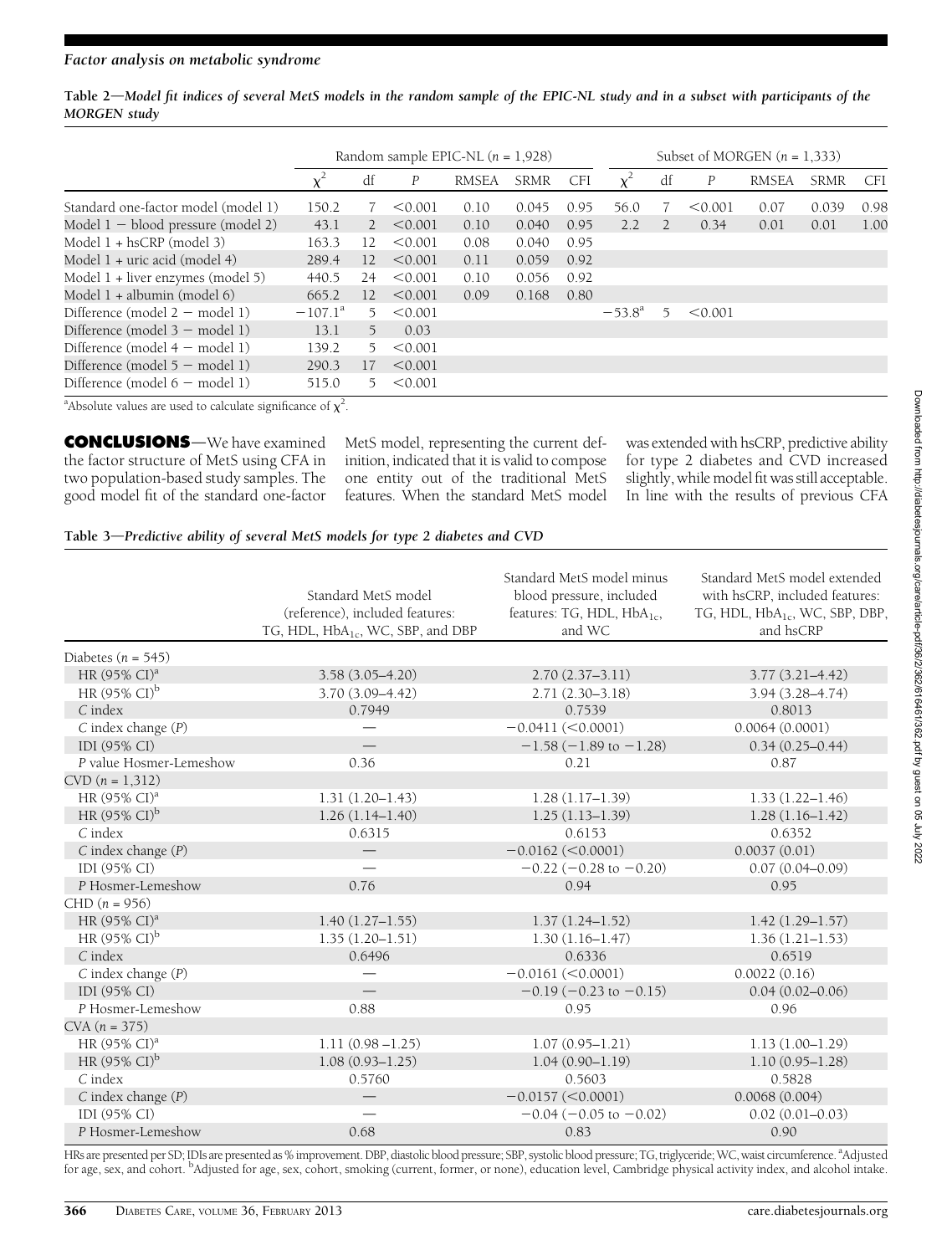**Table 2**—*Model fit indices of several MetS models in the random sample of the EPIC-NL study and in a subset with participants of the MORGEN study*

| | Random sample EPIC-NL (*n* = 1,928) | | | | | | Subset of MORGEN (*n* = 1,333) | | | | | |
|---|---|---|---|---|---|---|---|---|---|---|---|---|
| | $\chi^2$ | df | *P* | RMSEA | SRMR | CFI | $\chi^2$ | df | *P* | RMSEA | SRMR | CFI |
| Standard one-factor model (model 1) | 150.2 | 7 | <0.001 | 0.10 | 0.045 | 0.95 | 56.0 | 7 | <0.001 | 0.07 | 0.039 | 0.98 |
| Model 1 − blood pressure (model 2) | 43.1 | 2 | <0.001 | 0.10 | 0.040 | 0.95 | 2.2 | 2 | 0.34 | 0.01 | 0.01 | 1.00 |
| Model 1 + hsCRP (model 3) | 163.3 | 12 | <0.001 | 0.08 | 0.040 | 0.95 | | | | | | |
| Model 1 + uric acid (model 4) | 289.4 | 12 | <0.001 | 0.11 | 0.059 | 0.92 | | | | | | |
| Model 1 + liver enzymes (model 5) | 440.5 | 24 | <0.001 | 0.10 | 0.056 | 0.92 | | | | | | |
| Model 1 + albumin (model 6) | 665.2 | 12 | <0.001 | 0.09 | 0.168 | 0.80 | | | | | | |
| Difference (model 2 − model 1) | −107.1[a] | 5 | <0.001 | | | | −53.8[a] | 5 | <0.001 | | | |
| Difference (model 3 − model 1) | 13.1 | 5 | 0.03 | | | | | | | | | |
| Difference (model 4 − model 1) | 139.2 | 5 | <0.001 | | | | | | | | | |
| Difference (model 5 − model 1) | 290.3 | 17 | <0.001 | | | | | | | | | |
| Difference (model 6 − model 1) | 515.0 | 5 | <0.001 | | | | | | | | | |

[a]Absolute values are used to calculate significance of $\chi^2$.

**CONCLUSIONS**—We have examined the factor structure of MetS using CFA in two population-based study samples. The good model fit of the standard one-factor MetS model, representing the current definition, indicated that it is valid to compose one entity out of the traditional MetS features. When the standard MetS model was extended with hsCRP, predictive ability for type 2 diabetes and CVD increased slightly, while model fit was still acceptable. In line with the results of previous CFA

**Table 3**—*Predictive ability of several MetS models for type 2 diabetes and CVD*

| | Standard MetS model (reference), included features: TG, HDL, $HbA_{1c}$, WC, SBP, and DBP | Standard MetS model minus blood pressure, included features: TG, HDL, $HbA_{1c}$, and WC | Standard MetS model extended with hsCRP, included features: TG, HDL, $HbA_{1c}$, WC, SBP, DBP, and hsCRP |
|---|---|---|---|
| Diabetes (*n* = 545) | | | |
| HR (95% CI)[a] | 3.58 (3.05–4.20) | 2.70 (2.37–3.11) | 3.77 (3.21–4.42) |
| HR (95% CI)[b] | 3.70 (3.09–4.42) | 2.71 (2.30–3.18) | 3.94 (3.28–4.74) |
| *C* index | 0.7949 | 0.7539 | 0.8013 |
| *C* index change (*P*) | — | −0.0411 (<0.0001) | 0.0064 (0.0001) |
| IDI (95% CI) | — | −1.58 (−1.89 to −1.28) | 0.34 (0.25–0.44) |
| *P* value Hosmer-Lemeshow | 0.36 | 0.21 | 0.87 |
| CVD (*n* = 1,312) | | | |
| HR (95% CI)[a] | 1.31 (1.20–1.43) | 1.28 (1.17–1.39) | 1.33 (1.22–1.46) |
| HR (95% CI)[b] | 1.26 (1.14–1.40) | 1.25 (1.13–1.39) | 1.28 (1.16–1.42) |
| *C* index | 0.6315 | 0.6153 | 0.6352 |
| *C* index change (*P*) | — | −0.0162 (<0.0001) | 0.0037 (0.01) |
| IDI (95% CI) | — | −0.22 (−0.28 to −0.20) | 0.07 (0.04–0.09) |
| *P* Hosmer-Lemeshow | 0.76 | 0.94 | 0.95 |
| CHD (*n* = 956) | | | |
| HR (95% CI)[a] | 1.40 (1.27–1.55) | 1.37 (1.24–1.52) | 1.42 (1.29–1.57) |
| HR (95% CI)[b] | 1.35 (1.20–1.51) | 1.30 (1.16–1.47) | 1.36 (1.21–1.53) |
| *C* index | 0.6496 | 0.6336 | 0.6519 |
| *C* index change (*P*) | — | −0.0161 (<0.0001) | 0.0022 (0.16) |
| IDI (95% CI) | — | −0.19 (−0.23 to −0.15) | 0.04 (0.02–0.06) |
| *P* Hosmer-Lemeshow | 0.88 | 0.95 | 0.96 |
| CVA (*n* = 375) | | | |
| HR (95% CI)[a] | 1.11 (0.98 –1.25) | 1.07 (0.95–1.21) | 1.13 (1.00–1.29) |
| HR (95% CI)[b] | 1.08 (0.93–1.25) | 1.04 (0.90–1.19) | 1.10 (0.95–1.28) |
| *C* index | 0.5760 | 0.5603 | 0.5828 |
| *C* index change (*P*) | — | −0.0157 (<0.0001) | 0.0068 (0.004) |
| IDI (95% CI) | — | −0.04 (−0.05 to −0.02) | 0.02 (0.01–0.03) |
| *P* Hosmer-Lemeshow | 0.68 | 0.83 | 0.90 |

HRs are presented per SD; IDIs are presented as % improvement. DBP, diastolic blood pressure; SBP, systolic blood pressure; TG, triglyceride; WC, waist circumference. [a]Adjusted for age, sex, and cohort. [b]Adjusted for age, sex, cohort, smoking (current, former, or none), education level, Cambridge physical activity index, and alcohol intake.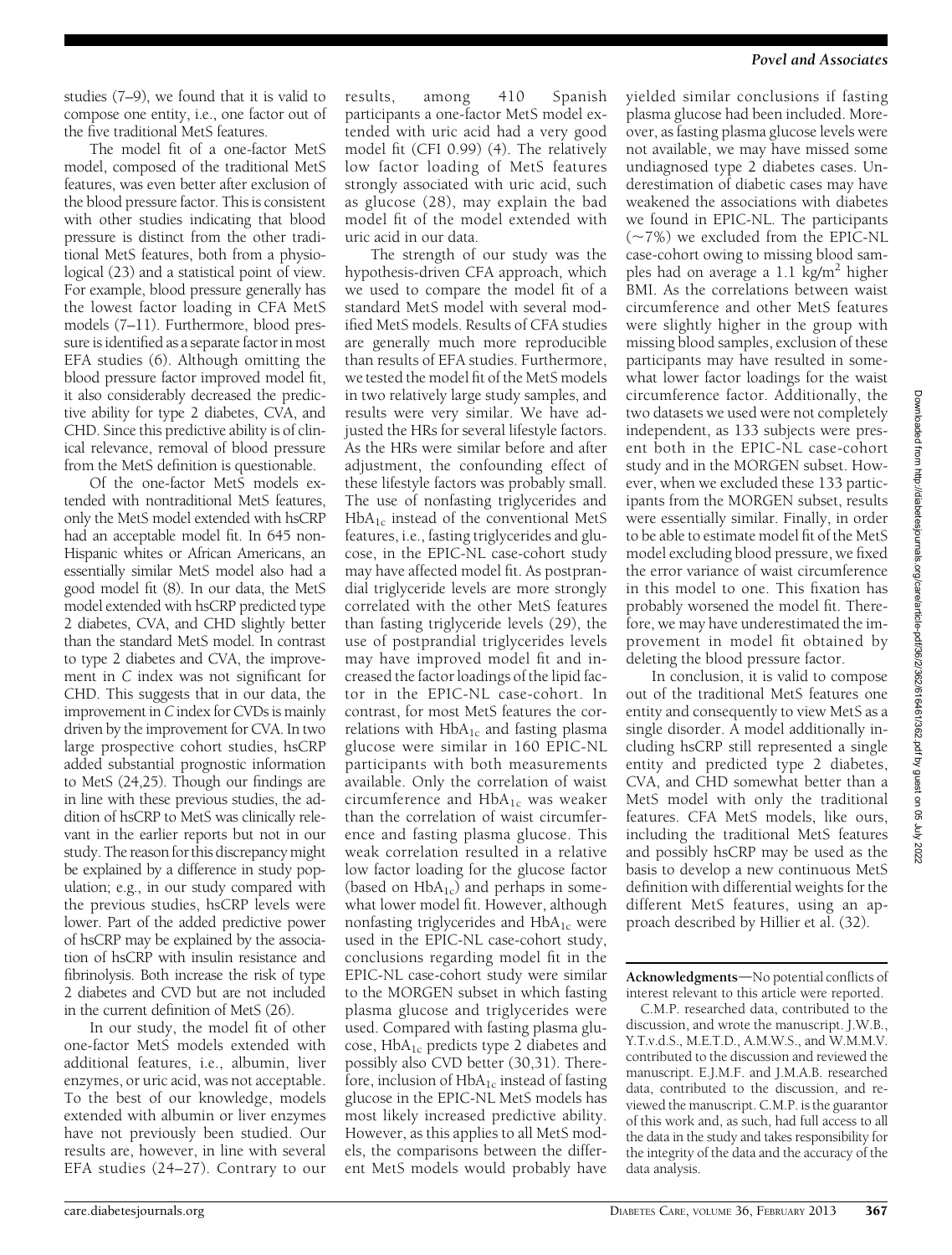studies (7–9), we found that it is valid to compose one entity, i.e., one factor out of the five traditional MetS features.

The model fit of a one-factor MetS model, composed of the traditional MetS features, was even better after exclusion of the blood pressure factor. This is consistent with other studies indicating that blood pressure is distinct from the other traditional MetS features, both from a physiological (23) and a statistical point of view. For example, blood pressure generally has the lowest factor loading in CFA MetS models (7–11). Furthermore, blood pressure is identified as a separate factor in most EFA studies (6). Although omitting the blood pressure factor improved model fit, it also considerably decreased the predictive ability for type 2 diabetes, CVA, and CHD. Since this predictive ability is of clinical relevance, removal of blood pressure from the MetS definition is questionable.

Of the one-factor MetS models extended with nontraditional MetS features, only the MetS model extended with hsCRP had an acceptable model fit. In 645 non-Hispanic whites or African Americans, an essentially similar MetS model also had a good model fit (8). In our data, the MetS model extended with hsCRP predicted type 2 diabetes, CVA, and CHD slightly better than the standard MetS model. In contrast to type 2 diabetes and CVA, the improvement in *C* index was not significant for CHD. This suggests that in our data, the improvement in *C* index for CVDs is mainly driven by the improvement for CVA. In two large prospective cohort studies, hsCRP added substantial prognostic information to MetS (24,25). Though our findings are in line with these previous studies, the addition of hsCRP to MetS was clinically relevant in the earlier reports but not in our study. The reason for this discrepancy might be explained by a difference in study population; e.g., in our study compared with the previous studies, hsCRP levels were lower. Part of the added predictive power of hsCRP may be explained by the association of hsCRP with insulin resistance and fibrinolysis. Both increase the risk of type 2 diabetes and CVD but are not included in the current definition of MetS (26).

In our study, the model fit of other one-factor MetS models extended with additional features, i.e., albumin, liver enzymes, or uric acid, was not acceptable. To the best of our knowledge, models extended with albumin or liver enzymes have not previously been studied. Our results are, however, in line with several EFA studies (24–27). Contrary to our results, among 410 Spanish participants a one-factor MetS model extended with uric acid had a very good model fit (CFI 0.99) (4). The relatively low factor loading of MetS features strongly associated with uric acid, such as glucose (28), may explain the bad model fit of the model extended with uric acid in our data.

The strength of our study was the hypothesis-driven CFA approach, which we used to compare the model fit of a standard MetS model with several modified MetS models. Results of CFA studies are generally much more reproducible than results of EFA studies. Furthermore, we tested the model fit of the MetS models in two relatively large study samples, and results were very similar. We have adjusted the HRs for several lifestyle factors. As the HRs were similar before and after adjustment, the confounding effect of these lifestyle factors was probably small. The use of nonfasting triglycerides and $HbA_{1c}$ instead of the conventional MetS features, i.e., fasting triglycerides and glucose, in the EPIC-NL case-cohort study may have affected model fit. As postprandial triglyceride levels are more strongly correlated with the other MetS features than fasting triglyceride levels (29), the use of postprandial triglycerides levels may have improved model fit and increased the factor loadings of the lipid factor in the EPIC-NL case-cohort. In contrast, for most MetS features the correlations with $HbA_{1c}$ and fasting plasma glucose were similar in 160 EPIC-NL participants with both measurements available. Only the correlation of waist circumference and $HbA_{1c}$ was weaker than the correlation of waist circumference and fasting plasma glucose. This weak correlation resulted in a relative low factor loading for the glucose factor (based on $HbA_{1c}$) and perhaps in somewhat lower model fit. However, although nonfasting triglycerides and $HbA_{1c}$ were used in the EPIC-NL case-cohort study, conclusions regarding model fit in the EPIC-NL case-cohort study were similar to the MORGEN subset in which fasting plasma glucose and triglycerides were used. Compared with fasting plasma glucose, $HbA_{1c}$ predicts type 2 diabetes and possibly also CVD better (30,31). Therefore, inclusion of $HbA_{1c}$ instead of fasting glucose in the EPIC-NL MetS models has most likely increased predictive ability. However, as this applies to all MetS models, the comparisons between the different MetS models would probably have yielded similar conclusions if fasting plasma glucose had been included. Moreover, as fasting plasma glucose levels were not available, we may have missed some undiagnosed type 2 diabetes cases. Underestimation of diabetic cases may have weakened the associations with diabetes we found in EPIC-NL. The participants (~7%) we excluded from the EPIC-NL case-cohort owing to missing blood samples had on average a 1.1 kg/m$^2$ higher BMI. As the correlations between waist circumference and other MetS features were slightly higher in the group with missing blood samples, exclusion of these participants may have resulted in somewhat lower factor loadings for the waist circumference factor. Additionally, the two datasets we used were not completely independent, as 133 subjects were present both in the EPIC-NL case-cohort study and in the MORGEN subset. However, when we excluded these 133 participants from the MORGEN subset, results were essentially similar. Finally, in order to be able to estimate model fit of the MetS model excluding blood pressure, we fixed the error variance of waist circumference in this model to one. This fixation has probably worsened the model fit. Therefore, we may have underestimated the improvement in model fit obtained by deleting the blood pressure factor.

In conclusion, it is valid to compose out of the traditional MetS features one entity and consequently to view MetS as a single disorder. A model additionally including hsCRP still represented a single entity and predicted type 2 diabetes, CVA, and CHD somewhat better than a MetS model with only the traditional features. CFA MetS models, like ours, including the traditional MetS features and possibly hsCRP may be used as the basis to develop a new continuous MetS definition with differential weights for the different MetS features, using an approach described by Hillier et al. (32).

**Acknowledgments**—No potential conflicts of interest relevant to this article were reported.

C.M.P. researched data, contributed to the discussion, and wrote the manuscript. J.W.B., Y.T.v.d.S., M.E.T.D., A.M.W.S., and W.M.M.V. contributed to the discussion and reviewed the manuscript. E.J.M.F. and J.M.A.B. researched data, contributed to the discussion, and reviewed the manuscript. C.M.P. is the guarantor of this work and, as such, had full access to all the data in the study and takes responsibility for the integrity of the data and the accuracy of the data analysis.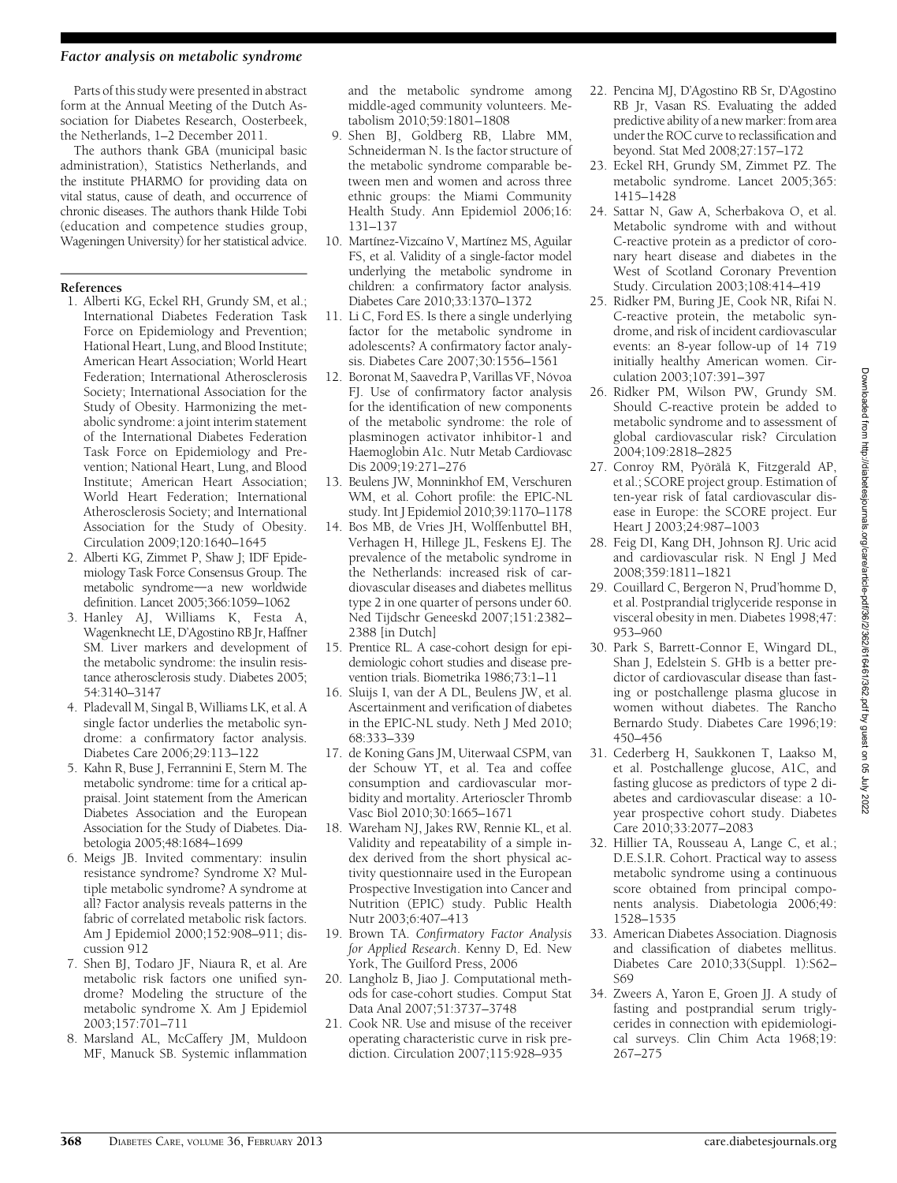Parts of this study were presented in abstract form at the Annual Meeting of the Dutch Association for Diabetes Research, Oosterbeek, the Netherlands, 1–2 December 2011.

The authors thank GBA (municipal basic administration), Statistics Netherlands, and the institute PHARMO for providing data on vital status, cause of death, and occurrence of chronic diseases. The authors thank Hilde Tobi (education and competence studies group, Wageningen University) for her statistical advice.

## References

1. Alberti KG, Eckel RH, Grundy SM, et al.; International Diabetes Federation Task Force on Epidemiology and Prevention; Hational Heart, Lung, and Blood Institute; American Heart Association; World Heart Federation; International Atherosclerosis Society; International Association for the Study of Obesity. Harmonizing the metabolic syndrome: a joint interim statement of the International Diabetes Federation Task Force on Epidemiology and Prevention; National Heart, Lung, and Blood Institute; American Heart Association; World Heart Federation; International Atherosclerosis Society; and International Association for the Study of Obesity. Circulation 2009;120:1640–1645
2. Alberti KG, Zimmet P, Shaw J; IDF Epidemiology Task Force Consensus Group. The metabolic syndrome—a new worldwide definition. Lancet 2005;366:1059–1062
3. Hanley AJ, Williams K, Festa A, Wagenknecht LE, D'Agostino RB Jr, Haffner SM. Liver markers and development of the metabolic syndrome: the insulin resistance atherosclerosis study. Diabetes 2005; 54:3140–3147
4. Pladevall M, Singal B, Williams LK, et al. A single factor underlies the metabolic syndrome: a confirmatory factor analysis. Diabetes Care 2006;29:113–122
5. Kahn R, Buse J, Ferrannini E, Stern M. The metabolic syndrome: time for a critical appraisal. Joint statement from the American Diabetes Association and the European Association for the Study of Diabetes. Diabetologia 2005;48:1684–1699
6. Meigs JB. Invited commentary: insulin resistance syndrome? Syndrome X? Multiple metabolic syndrome? A syndrome at all? Factor analysis reveals patterns in the fabric of correlated metabolic risk factors. Am J Epidemiol 2000;152:908–911; discussion 912
7. Shen BJ, Todaro JF, Niaura R, et al. Are metabolic risk factors one unified syndrome? Modeling the structure of the metabolic syndrome X. Am J Epidemiol 2003;157:701–711
8. Marsland AL, McCaffery JM, Muldoon MF, Manuck SB. Systemic inflammation and the metabolic syndrome among middle-aged community volunteers. Metabolism 2010;59:1801–1808
9. Shen BJ, Goldberg RB, Llabre MM, Schneiderman N. Is the factor structure of the metabolic syndrome comparable between men and women and across three ethnic groups: the Miami Community Health Study. Ann Epidemiol 2006;16: 131–137
10. Martínez-Vizcaíno V, Martínez MS, Aguilar FS, et al. Validity of a single-factor model underlying the metabolic syndrome in children: a confirmatory factor analysis. Diabetes Care 2010;33:1370–1372
11. Li C, Ford ES. Is there a single underlying factor for the metabolic syndrome in adolescents? A confirmatory factor analysis. Diabetes Care 2007;30:1556–1561
12. Boronat M, Saavedra P, Varillas VF, Nóvoa FJ. Use of confirmatory factor analysis for the identification of new components of the metabolic syndrome: the role of plasminogen activator inhibitor-1 and Haemoglobin A1c. Nutr Metab Cardiovasc Dis 2009;19:271–276
13. Beulens JW, Monninkhof EM, Verschuren WM, et al. Cohort profile: the EPIC-NL study. Int J Epidemiol 2010;39:1170–1178
14. Bos MB, de Vries JH, Wolffenbuttel BH, Verhagen H, Hillege JL, Feskens EJ. The prevalence of the metabolic syndrome in the Netherlands: increased risk of cardiovascular diseases and diabetes mellitus type 2 in one quarter of persons under 60. Ned Tijdschr Geneeskd 2007;151:2382–2388 [in Dutch]
15. Prentice RL. A case-cohort design for epidemiologic cohort studies and disease prevention trials. Biometrika 1986;73:1–11
16. Sluijs I, van der A DL, Beulens JW, et al. Ascertainment and verification of diabetes in the EPIC-NL study. Neth J Med 2010; 68:333–339
17. de Koning Gans JM, Uiterwaal CSPM, van der Schouw YT, et al. Tea and coffee consumption and cardiovascular morbidity and mortality. Arterioscler Thromb Vasc Biol 2010;30:1665–1671
18. Wareham NJ, Jakes RW, Rennie KL, et al. Validity and repeatability of a simple index derived from the short physical activity questionnaire used in the European Prospective Investigation into Cancer and Nutrition (EPIC) study. Public Health Nutr 2003;6:407–413
19. Brown TA. *Confirmatory Factor Analysis for Applied Research*. Kenny D, Ed. New York, The Guilford Press, 2006
20. Langholz B, Jiao J. Computational methods for case-cohort studies. Comput Stat Data Anal 2007;51:3737–3748
21. Cook NR. Use and misuse of the receiver operating characteristic curve in risk prediction. Circulation 2007;115:928–935
22. Pencina MJ, D'Agostino RB Sr, D'Agostino RB Jr, Vasan RS. Evaluating the added predictive ability of a new marker: from area under the ROC curve to reclassification and beyond. Stat Med 2008;27:157–172
23. Eckel RH, Grundy SM, Zimmet PZ. The metabolic syndrome. Lancet 2005;365: 1415–1428
24. Sattar N, Gaw A, Scherbakova O, et al. Metabolic syndrome with and without C-reactive protein as a predictor of coronary heart disease and diabetes in the West of Scotland Coronary Prevention Study. Circulation 2003;108:414–419
25. Ridker PM, Buring JE, Cook NR, Rifai N. C-reactive protein, the metabolic syndrome, and risk of incident cardiovascular events: an 8-year follow-up of 14 719 initially healthy American women. Circulation 2003;107:391–397
26. Ridker PM, Wilson PW, Grundy SM. Should C-reactive protein be added to metabolic syndrome and to assessment of global cardiovascular risk? Circulation 2004;109:2818–2825
27. Conroy RM, Pyörälä K, Fitzgerald AP, et al.; SCORE project group. Estimation of ten-year risk of fatal cardiovascular disease in Europe: the SCORE project. Eur Heart J 2003;24:987–1003
28. Feig DI, Kang DH, Johnson RJ. Uric acid and cardiovascular risk. N Engl J Med 2008;359:1811–1821
29. Couillard C, Bergeron N, Prud'homme D, et al. Postprandial triglyceride response in visceral obesity in men. Diabetes 1998;47: 953–960
30. Park S, Barrett-Connor E, Wingard DL, Shan J, Edelstein S. GHb is a better predictor of cardiovascular disease than fasting or postchallenge plasma glucose in women without diabetes. The Rancho Bernardo Study. Diabetes Care 1996;19: 450–456
31. Cederberg H, Saukkonen T, Laakso M, et al. Postchallenge glucose, A1C, and fasting glucose as predictors of type 2 diabetes and cardiovascular disease: a 10-year prospective cohort study. Diabetes Care 2010;33:2077–2083
32. Hillier TA, Rousseau A, Lange C, et al.; D.E.S.I.R. Cohort. Practical way to assess metabolic syndrome using a continuous score obtained from principal components analysis. Diabetologia 2006;49: 1528–1535
33. American Diabetes Association. Diagnosis and classification of diabetes mellitus. Diabetes Care 2010;33(Suppl. 1):S62–S69
34. Zweers A, Yaron E, Groen JJ. A study of fasting and postprandial serum triglycerides in connection with epidemiological surveys. Clin Chim Acta 1968;19: 267–275